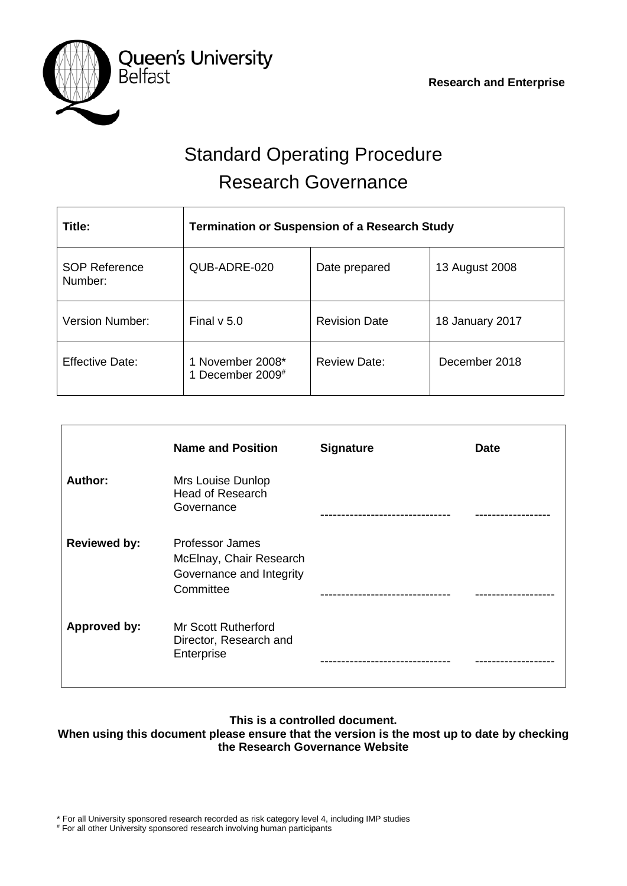Queen's University Belfast

**Research and Enterprise**

# Standard Operating Procedure
# Research Governance

| | | | |
|---|---|---|---|
| **Title:** | **Termination or Suspension of a Research Study** | | |
| SOP Reference Number: | QUB-ADRE-020 | Date prepared | 13 August 2008 |
| Version Number: | Final v 5.0 | Revision Date | 18 January 2017 |
| Effective Date: | 1 November 2008*<br>1 December 2009[#] | Review Date: | December 2018 |

| | **Name and Position** | **Signature** | **Date** |
|---|---|---|---|
| **Author:** | Mrs Louise Dunlop<br>Head of Research Governance | ------------------------------- | ------------------ |
| **Reviewed by:** | Professor James McElnay, Chair Research Governance and Integrity Committee | ------------------------------- | ------------------- |
| **Approved by:** | Mr Scott Rutherford<br>Director, Research and Enterprise | ------------------------------- | ------------------- |

**This is a controlled document.**
**When using this document please ensure that the version is the most up to date by checking the Research Governance Website**

\* For all University sponsored research recorded as risk category level 4, including IMP studies
[#] For all other University sponsored research involving human participants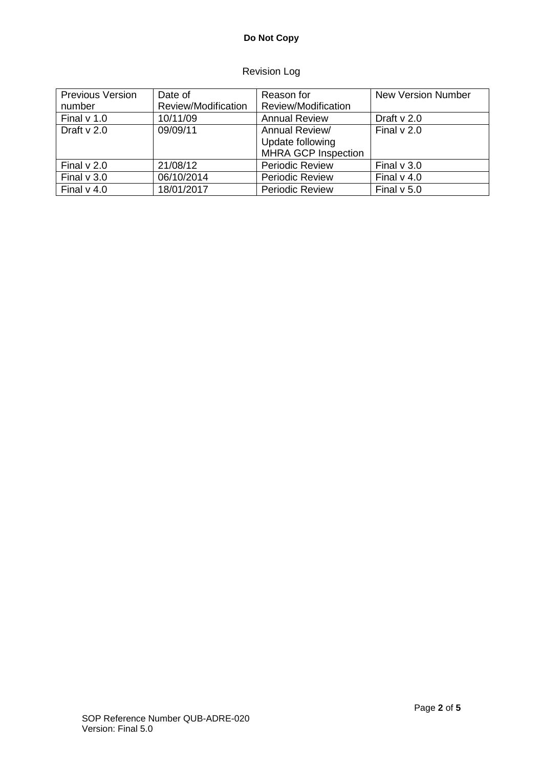Revision Log

| Previous Version number | Date of Review/Modification | Reason for Review/Modification | New Version Number |
| --- | --- | --- | --- |
| Final v 1.0 | 10/11/09 | Annual Review | Draft v 2.0 |
| Draft v 2.0 | 09/09/11 | Annual Review/ Update following MHRA GCP Inspection | Final v 2.0 |
| Final v 2.0 | 21/08/12 | Periodic Review | Final v 3.0 |
| Final v 3.0 | 06/10/2014 | Periodic Review | Final v 4.0 |
| Final v 4.0 | 18/01/2017 | Periodic Review | Final v 5.0 |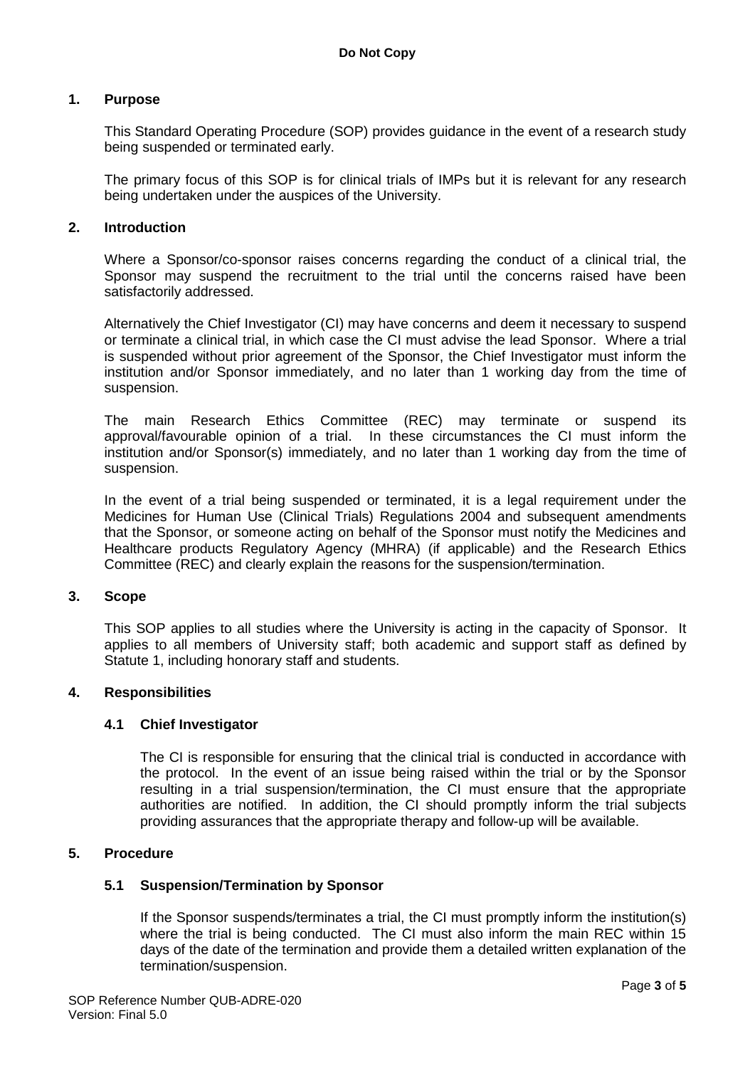## 1. Purpose

This Standard Operating Procedure (SOP) provides guidance in the event of a research study being suspended or terminated early.

The primary focus of this SOP is for clinical trials of IMPs but it is relevant for any research being undertaken under the auspices of the University.

## 2. Introduction

Where a Sponsor/co-sponsor raises concerns regarding the conduct of a clinical trial, the Sponsor may suspend the recruitment to the trial until the concerns raised have been satisfactorily addressed.

Alternatively the Chief Investigator (CI) may have concerns and deem it necessary to suspend or terminate a clinical trial, in which case the CI must advise the lead Sponsor. Where a trial is suspended without prior agreement of the Sponsor, the Chief Investigator must inform the institution and/or Sponsor immediately, and no later than 1 working day from the time of suspension.

The main Research Ethics Committee (REC) may terminate or suspend its approval/favourable opinion of a trial. In these circumstances the CI must inform the institution and/or Sponsor(s) immediately, and no later than 1 working day from the time of suspension.

In the event of a trial being suspended or terminated, it is a legal requirement under the Medicines for Human Use (Clinical Trials) Regulations 2004 and subsequent amendments that the Sponsor, or someone acting on behalf of the Sponsor must notify the Medicines and Healthcare products Regulatory Agency (MHRA) (if applicable) and the Research Ethics Committee (REC) and clearly explain the reasons for the suspension/termination.

## 3. Scope

This SOP applies to all studies where the University is acting in the capacity of Sponsor. It applies to all members of University staff; both academic and support staff as defined by Statute 1, including honorary staff and students.

## 4. Responsibilities

### 4.1 Chief Investigator

The CI is responsible for ensuring that the clinical trial is conducted in accordance with the protocol. In the event of an issue being raised within the trial or by the Sponsor resulting in a trial suspension/termination, the CI must ensure that the appropriate authorities are notified. In addition, the CI should promptly inform the trial subjects providing assurances that the appropriate therapy and follow-up will be available.

## 5. Procedure

### 5.1 Suspension/Termination by Sponsor

If the Sponsor suspends/terminates a trial, the CI must promptly inform the institution(s) where the trial is being conducted. The CI must also inform the main REC within 15 days of the date of the termination and provide them a detailed written explanation of the termination/suspension.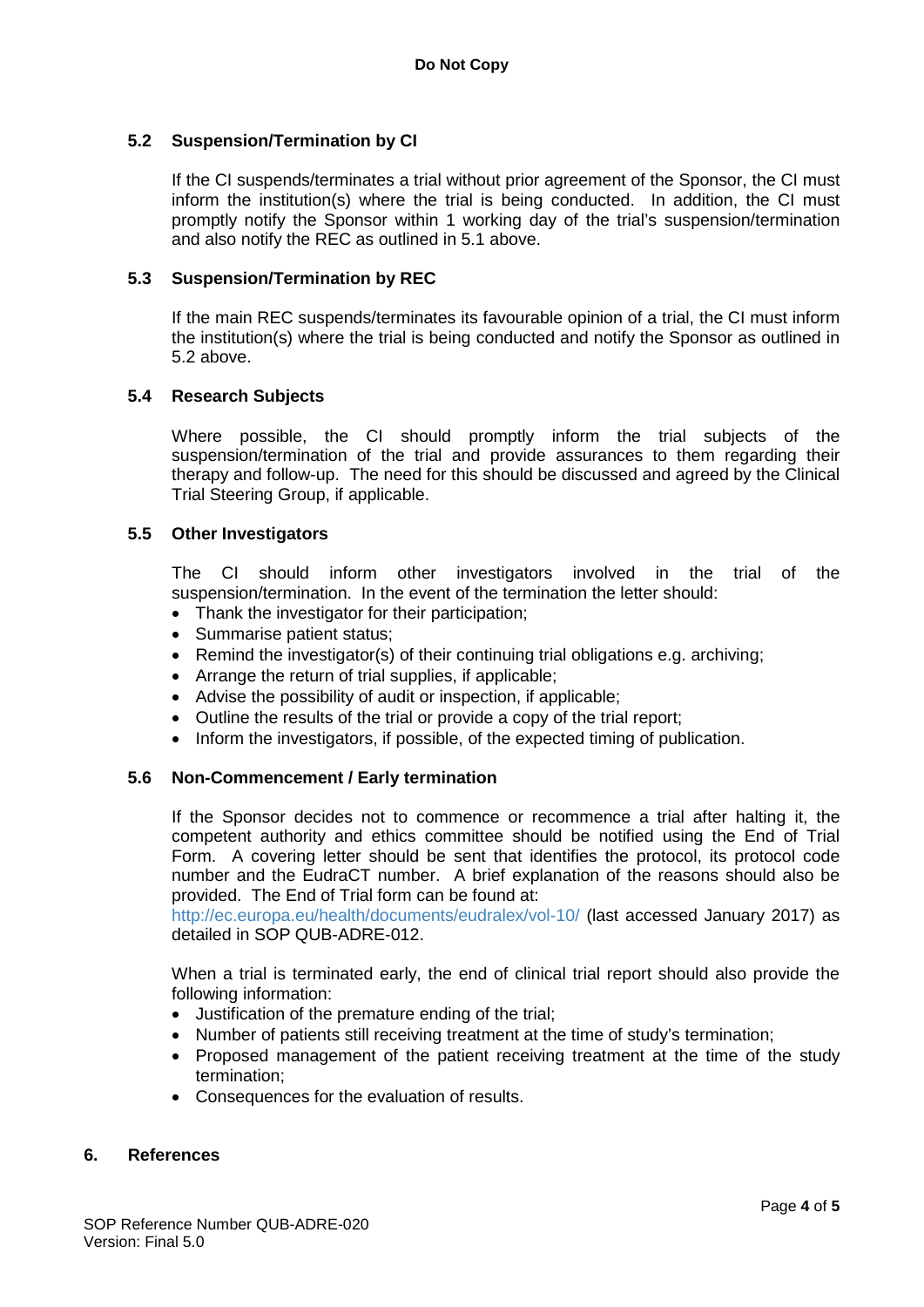### 5.2 Suspension/Termination by CI

If the CI suspends/terminates a trial without prior agreement of the Sponsor, the CI must inform the institution(s) where the trial is being conducted. In addition, the CI must promptly notify the Sponsor within 1 working day of the trial's suspension/termination and also notify the REC as outlined in 5.1 above.

### 5.3 Suspension/Termination by REC

If the main REC suspends/terminates its favourable opinion of a trial, the CI must inform the institution(s) where the trial is being conducted and notify the Sponsor as outlined in 5.2 above.

### 5.4 Research Subjects

Where possible, the CI should promptly inform the trial subjects of the suspension/termination of the trial and provide assurances to them regarding their therapy and follow-up. The need for this should be discussed and agreed by the Clinical Trial Steering Group, if applicable.

### 5.5 Other Investigators

The CI should inform other investigators involved in the trial of the suspension/termination. In the event of the termination the letter should:

- Thank the investigator for their participation;
- Summarise patient status;
- Remind the investigator(s) of their continuing trial obligations e.g. archiving;
- Arrange the return of trial supplies, if applicable;
- Advise the possibility of audit or inspection, if applicable;
- Outline the results of the trial or provide a copy of the trial report;
- Inform the investigators, if possible, of the expected timing of publication.

### 5.6 Non-Commencement / Early termination

If the Sponsor decides not to commence or recommence a trial after halting it, the competent authority and ethics committee should be notified using the End of Trial Form. A covering letter should be sent that identifies the protocol, its protocol code number and the EudraCT number. A brief explanation of the reasons should also be provided. The End of Trial form can be found at: http://ec.europa.eu/health/documents/eudralex/vol-10/ (last accessed January 2017) as detailed in SOP QUB-ADRE-012.

When a trial is terminated early, the end of clinical trial report should also provide the following information:

- Justification of the premature ending of the trial;
- Number of patients still receiving treatment at the time of study's termination;
- Proposed management of the patient receiving treatment at the time of the study termination;
- Consequences for the evaluation of results.

## 6. References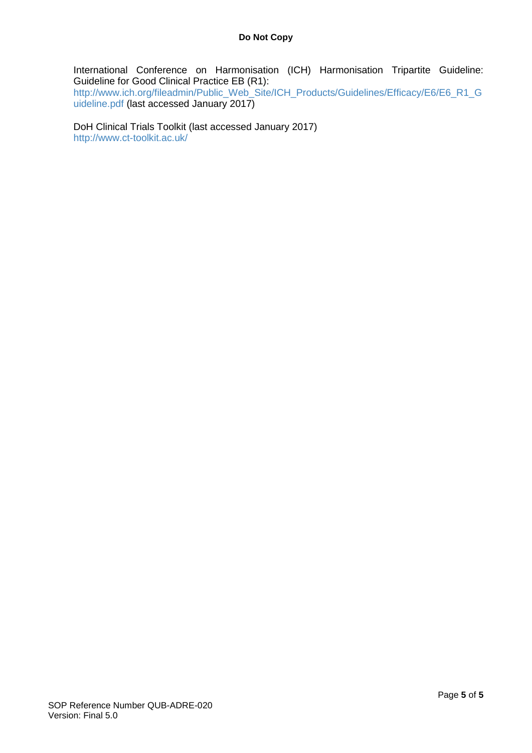International Conference on Harmonisation (ICH) Harmonisation Tripartite Guideline: Guideline for Good Clinical Practice EB (R1):
http://www.ich.org/fileadmin/Public_Web_Site/ICH_Products/Guidelines/Efficacy/E6/E6_R1_Guideline.pdf (last accessed January 2017)

DoH Clinical Trials Toolkit (last accessed January 2017)
http://www.ct-toolkit.ac.uk/